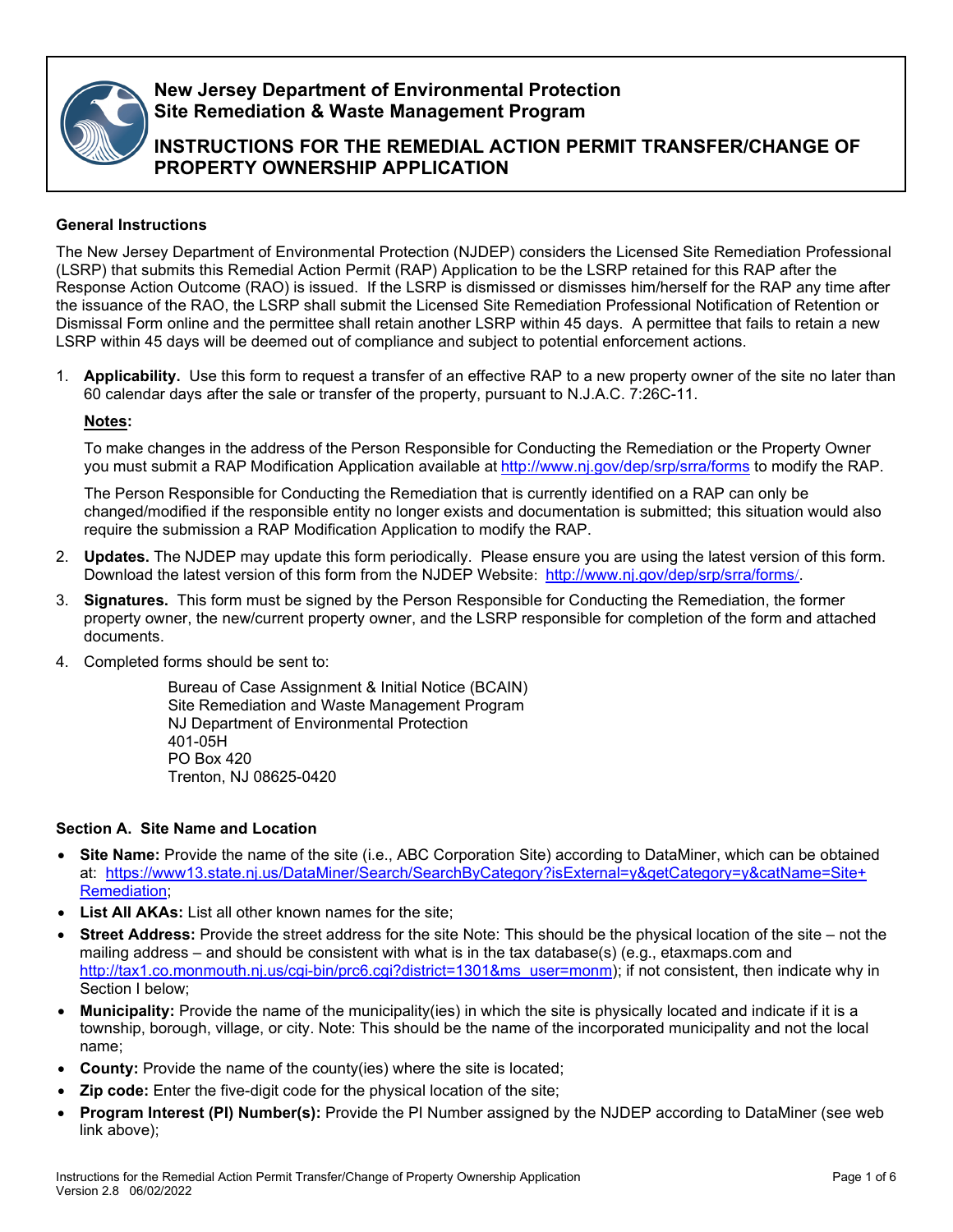# New Jersey Department of Environmental Protection
# Site Remediation & Waste Management Program

## INSTRUCTIONS FOR THE REMEDIAL ACTION PERMIT TRANSFER/CHANGE OF PROPERTY OWNERSHIP APPLICATION

### General Instructions

The New Jersey Department of Environmental Protection (NJDEP) considers the Licensed Site Remediation Professional (LSRP) that submits this Remedial Action Permit (RAP) Application to be the LSRP retained for this RAP after the Response Action Outcome (RAO) is issued. If the LSRP is dismissed or dismisses him/herself for the RAP any time after the issuance of the RAO, the LSRP shall submit the Licensed Site Remediation Professional Notification of Retention or Dismissal Form online and the permittee shall retain another LSRP within 45 days. A permittee that fails to retain a new LSRP within 45 days will be deemed out of compliance and subject to potential enforcement actions.

1. **Applicability.** Use this form to request a transfer of an effective RAP to a new property owner of the site no later than 60 calendar days after the sale or transfer of the property, pursuant to N.J.A.C. 7:26C-11.

   **Notes:**

   To make changes in the address of the Person Responsible for Conducting the Remediation or the Property Owner you must submit a RAP Modification Application available at http://www.nj.gov/dep/srp/srra/forms to modify the RAP.

   The Person Responsible for Conducting the Remediation that is currently identified on a RAP can only be changed/modified if the responsible entity no longer exists and documentation is submitted; this situation would also require the submission a RAP Modification Application to modify the RAP.

2. **Updates.** The NJDEP may update this form periodically. Please ensure you are using the latest version of this form. Download the latest version of this form from the NJDEP Website: http://www.nj.gov/dep/srp/srra/forms/.

3. **Signatures.** This form must be signed by the Person Responsible for Conducting the Remediation, the former property owner, the new/current property owner, and the LSRP responsible for completion of the form and attached documents.

4. Completed forms should be sent to:

   Bureau of Case Assignment & Initial Notice (BCAIN)
   Site Remediation and Waste Management Program
   NJ Department of Environmental Protection
   401-05H
   PO Box 420
   Trenton, NJ 08625-0420

### Section A. Site Name and Location

- **Site Name:** Provide the name of the site (i.e., ABC Corporation Site) according to DataMiner, which can be obtained at: https://www13.state.nj.us/DataMiner/Search/SearchByCategory?isExternal=y&getCategory=y&catName=Site+Remediation;
- **List All AKAs:** List all other known names for the site;
- **Street Address:** Provide the street address for the site Note: This should be the physical location of the site – not the mailing address – and should be consistent with what is in the tax database(s) (e.g., etaxmaps.com and http://tax1.co.monmouth.nj.us/cgi-bin/prc6.cgi?district=1301&ms_user=monm); if not consistent, then indicate why in Section I below;
- **Municipality:** Provide the name of the municipality(ies) in which the site is physically located and indicate if it is a township, borough, village, or city. Note: This should be the name of the incorporated municipality and not the local name;
- **County:** Provide the name of the county(ies) where the site is located;
- **Zip code:** Enter the five-digit code for the physical location of the site;
- **Program Interest (PI) Number(s):** Provide the PI Number assigned by the NJDEP according to DataMiner (see web link above);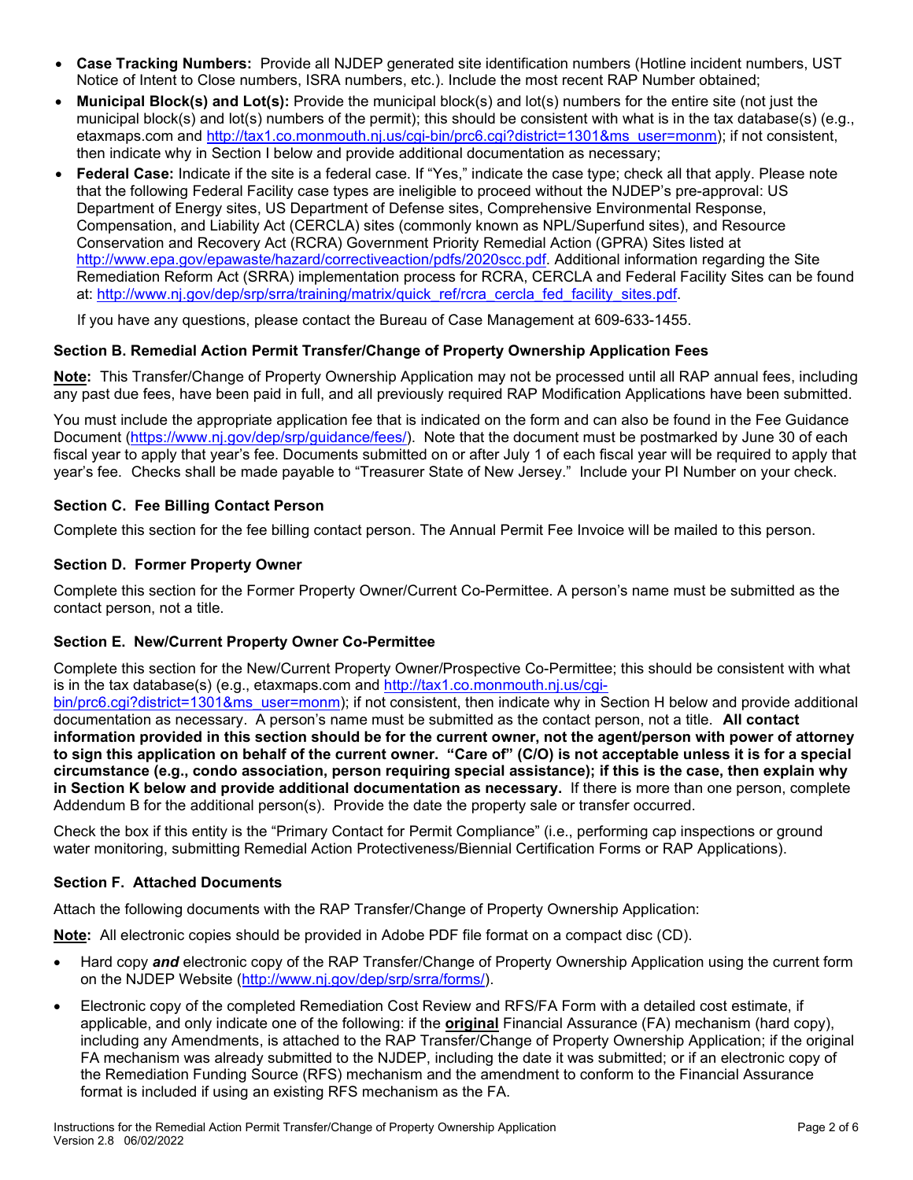- **Case Tracking Numbers:** Provide all NJDEP generated site identification numbers (Hotline incident numbers, UST Notice of Intent to Close numbers, ISRA numbers, etc.). Include the most recent RAP Number obtained;
- **Municipal Block(s) and Lot(s):** Provide the municipal block(s) and lot(s) numbers for the entire site (not just the municipal block(s) and lot(s) numbers of the permit); this should be consistent with what is in the tax database(s) (e.g., etaxmaps.com and http://tax1.co.monmouth.nj.us/cgi-bin/prc6.cgi?district=1301&ms_user=monm); if not consistent, then indicate why in Section I below and provide additional documentation as necessary;
- **Federal Case:** Indicate if the site is a federal case. If "Yes," indicate the case type; check all that apply. Please note that the following Federal Facility case types are ineligible to proceed without the NJDEP's pre-approval: US Department of Energy sites, US Department of Defense sites, Comprehensive Environmental Response, Compensation, and Liability Act (CERCLA) sites (commonly known as NPL/Superfund sites), and Resource Conservation and Recovery Act (RCRA) Government Priority Remedial Action (GPRA) Sites listed at http://www.epa.gov/epawaste/hazard/correctiveaction/pdfs/2020scc.pdf. Additional information regarding the Site Remediation Reform Act (SRRA) implementation process for RCRA, CERCLA and Federal Facility Sites can be found at: http://www.nj.gov/dep/srp/srra/training/matrix/quick_ref/rcra_cercla_fed_facility_sites.pdf.

  If you have any questions, please contact the Bureau of Case Management at 609-633-1455.

### Section B. Remedial Action Permit Transfer/Change of Property Ownership Application Fees

**Note:** This Transfer/Change of Property Ownership Application may not be processed until all RAP annual fees, including any past due fees, have been paid in full, and all previously required RAP Modification Applications have been submitted.

You must include the appropriate application fee that is indicated on the form and can also be found in the Fee Guidance Document (https://www.nj.gov/dep/srp/guidance/fees/). Note that the document must be postmarked by June 30 of each fiscal year to apply that year's fee. Documents submitted on or after July 1 of each fiscal year will be required to apply that year's fee. Checks shall be made payable to "Treasurer State of New Jersey." Include your PI Number on your check.

### Section C. Fee Billing Contact Person

Complete this section for the fee billing contact person. The Annual Permit Fee Invoice will be mailed to this person.

### Section D. Former Property Owner

Complete this section for the Former Property Owner/Current Co-Permittee. A person's name must be submitted as the contact person, not a title.

### Section E. New/Current Property Owner Co-Permittee

Complete this section for the New/Current Property Owner/Prospective Co-Permittee; this should be consistent with what is in the tax database(s) (e.g., etaxmaps.com and http://tax1.co.monmouth.nj.us/cgi-bin/prc6.cgi?district=1301&ms_user=monm); if not consistent, then indicate why in Section H below and provide additional documentation as necessary. A person's name must be submitted as the contact person, not a title. **All contact information provided in this section should be for the current owner, not the agent/person with power of attorney to sign this application on behalf of the current owner. "Care of" (C/O) is not acceptable unless it is for a special circumstance (e.g., condo association, person requiring special assistance); if this is the case, then explain why in Section K below and provide additional documentation as necessary.** If there is more than one person, complete Addendum B for the additional person(s). Provide the date the property sale or transfer occurred.

Check the box if this entity is the "Primary Contact for Permit Compliance" (i.e., performing cap inspections or ground water monitoring, submitting Remedial Action Protectiveness/Biennial Certification Forms or RAP Applications).

### Section F. Attached Documents

Attach the following documents with the RAP Transfer/Change of Property Ownership Application:

**Note:** All electronic copies should be provided in Adobe PDF file format on a compact disc (CD).

- Hard copy ***and*** electronic copy of the RAP Transfer/Change of Property Ownership Application using the current form on the NJDEP Website (http://www.nj.gov/dep/srp/srra/forms/).
- Electronic copy of the completed Remediation Cost Review and RFS/FA Form with a detailed cost estimate, if applicable, and only indicate one of the following: if the **original** Financial Assurance (FA) mechanism (hard copy), including any Amendments, is attached to the RAP Transfer/Change of Property Ownership Application; if the original FA mechanism was already submitted to the NJDEP, including the date it was submitted; or if an electronic copy of the Remediation Funding Source (RFS) mechanism and the amendment to conform to the Financial Assurance format is included if using an existing RFS mechanism as the FA.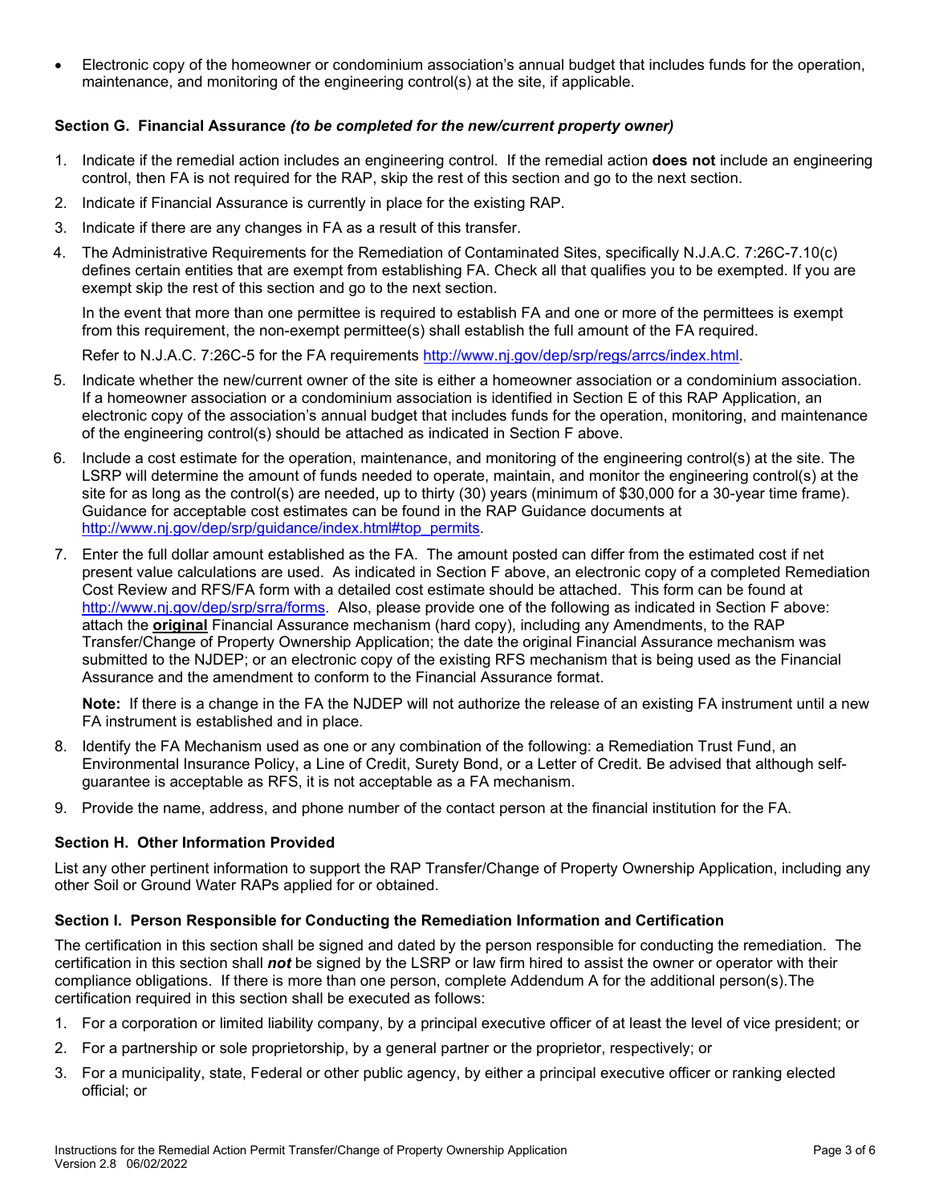- Electronic copy of the homeowner or condominium association's annual budget that includes funds for the operation, maintenance, and monitoring of the engineering control(s) at the site, if applicable.

### Section G. Financial Assurance *(to be completed for the new/current property owner)*

1. Indicate if the remedial action includes an engineering control. If the remedial action **does not** include an engineering control, then FA is not required for the RAP, skip the rest of this section and go to the next section.
2. Indicate if Financial Assurance is currently in place for the existing RAP.
3. Indicate if there are any changes in FA as a result of this transfer.
4. The Administrative Requirements for the Remediation of Contaminated Sites, specifically N.J.A.C. 7:26C-7.10(c) defines certain entities that are exempt from establishing FA. Check all that qualifies you to be exempted. If you are exempt skip the rest of this section and go to the next section.

   In the event that more than one permittee is required to establish FA and one or more of the permittees is exempt from this requirement, the non-exempt permittee(s) shall establish the full amount of the FA required.

   Refer to N.J.A.C. 7:26C-5 for the FA requirements http://www.nj.gov/dep/srp/regs/arrcs/index.html.
5. Indicate whether the new/current owner of the site is either a homeowner association or a condominium association. If a homeowner association or a condominium association is identified in Section E of this RAP Application, an electronic copy of the association's annual budget that includes funds for the operation, monitoring, and maintenance of the engineering control(s) should be attached as indicated in Section F above.
6. Include a cost estimate for the operation, maintenance, and monitoring of the engineering control(s) at the site. The LSRP will determine the amount of funds needed to operate, maintain, and monitor the engineering control(s) at the site for as long as the control(s) are needed, up to thirty (30) years (minimum of $30,000 for a 30-year time frame). Guidance for acceptable cost estimates can be found in the RAP Guidance documents at http://www.nj.gov/dep/srp/guidance/index.html#top_permits.
7. Enter the full dollar amount established as the FA. The amount posted can differ from the estimated cost if net present value calculations are used. As indicated in Section F above, an electronic copy of a completed Remediation Cost Review and RFS/FA form with a detailed cost estimate should be attached. This form can be found at http://www.nj.gov/dep/srp/srra/forms. Also, please provide one of the following as indicated in Section F above: attach the **<u>original</u>** Financial Assurance mechanism (hard copy), including any Amendments, to the RAP Transfer/Change of Property Ownership Application; the date the original Financial Assurance mechanism was submitted to the NJDEP; or an electronic copy of the existing RFS mechanism that is being used as the Financial Assurance and the amendment to conform to the Financial Assurance format.

   **Note:** If there is a change in the FA the NJDEP will not authorize the release of an existing FA instrument until a new FA instrument is established and in place.
8. Identify the FA Mechanism used as one or any combination of the following: a Remediation Trust Fund, an Environmental Insurance Policy, a Line of Credit, Surety Bond, or a Letter of Credit. Be advised that although self-guarantee is acceptable as RFS, it is not acceptable as a FA mechanism.
9. Provide the name, address, and phone number of the contact person at the financial institution for the FA.

### Section H. Other Information Provided

List any other pertinent information to support the RAP Transfer/Change of Property Ownership Application, including any other Soil or Ground Water RAPs applied for or obtained.

### Section I. Person Responsible for Conducting the Remediation Information and Certification

The certification in this section shall be signed and dated by the person responsible for conducting the remediation. The certification in this section shall ***not*** be signed by the LSRP or law firm hired to assist the owner or operator with their compliance obligations. If there is more than one person, complete Addendum A for the additional person(s).The certification required in this section shall be executed as follows:

1. For a corporation or limited liability company, by a principal executive officer of at least the level of vice president; or
2. For a partnership or sole proprietorship, by a general partner or the proprietor, respectively; or
3. For a municipality, state, Federal or other public agency, by either a principal executive officer or ranking elected official; or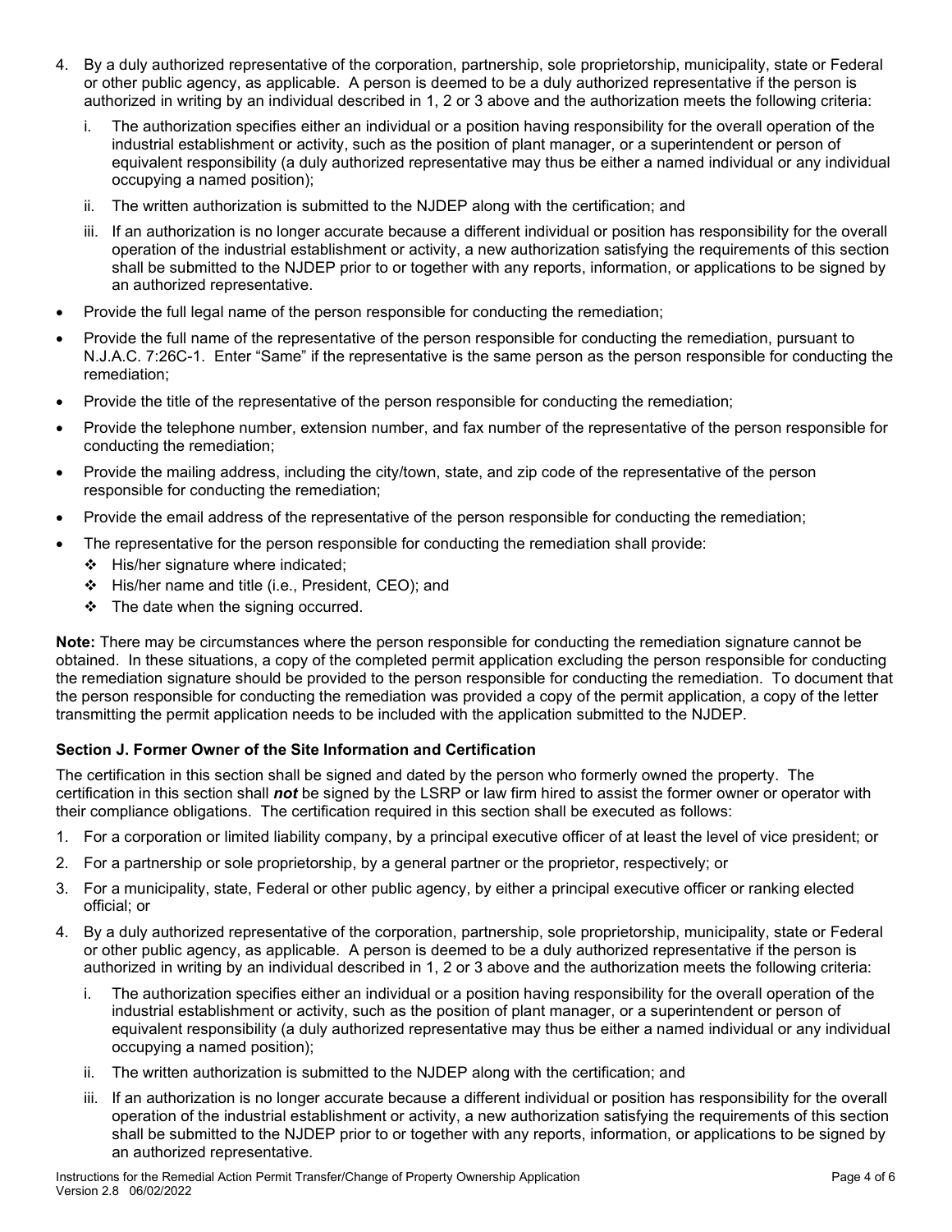4. By a duly authorized representative of the corporation, partnership, sole proprietorship, municipality, state or Federal or other public agency, as applicable. A person is deemed to be a duly authorized representative if the person is authorized in writing by an individual described in 1, 2 or 3 above and the authorization meets the following criteria:
   i. The authorization specifies either an individual or a position having responsibility for the overall operation of the industrial establishment or activity, such as the position of plant manager, or a superintendent or person of equivalent responsibility (a duly authorized representative may thus be either a named individual or any individual occupying a named position);
   ii. The written authorization is submitted to the NJDEP along with the certification; and
   iii. If an authorization is no longer accurate because a different individual or position has responsibility for the overall operation of the industrial establishment or activity, a new authorization satisfying the requirements of this section shall be submitted to the NJDEP prior to or together with any reports, information, or applications to be signed by an authorized representative.

- Provide the full legal name of the person responsible for conducting the remediation;
- Provide the full name of the representative of the person responsible for conducting the remediation, pursuant to N.J.A.C. 7:26C-1. Enter "Same" if the representative is the same person as the person responsible for conducting the remediation;
- Provide the title of the representative of the person responsible for conducting the remediation;
- Provide the telephone number, extension number, and fax number of the representative of the person responsible for conducting the remediation;
- Provide the mailing address, including the city/town, state, and zip code of the representative of the person responsible for conducting the remediation;
- Provide the email address of the representative of the person responsible for conducting the remediation;
- The representative for the person responsible for conducting the remediation shall provide:
  - His/her signature where indicated;
  - His/her name and title (i.e., President, CEO); and
  - The date when the signing occurred.

**Note:** There may be circumstances where the person responsible for conducting the remediation signature cannot be obtained. In these situations, a copy of the completed permit application excluding the person responsible for conducting the remediation signature should be provided to the person responsible for conducting the remediation. To document that the person responsible for conducting the remediation was provided a copy of the permit application, a copy of the letter transmitting the permit application needs to be included with the application submitted to the NJDEP.

### Section J. Former Owner of the Site Information and Certification

The certification in this section shall be signed and dated by the person who formerly owned the property. The certification in this section shall ***not*** be signed by the LSRP or law firm hired to assist the former owner or operator with their compliance obligations. The certification required in this section shall be executed as follows:

1. For a corporation or limited liability company, by a principal executive officer of at least the level of vice president; or
2. For a partnership or sole proprietorship, by a general partner or the proprietor, respectively; or
3. For a municipality, state, Federal or other public agency, by either a principal executive officer or ranking elected official; or
4. By a duly authorized representative of the corporation, partnership, sole proprietorship, municipality, state or Federal or other public agency, as applicable. A person is deemed to be a duly authorized representative if the person is authorized in writing by an individual described in 1, 2 or 3 above and the authorization meets the following criteria:
   i. The authorization specifies either an individual or a position having responsibility for the overall operation of the industrial establishment or activity, such as the position of plant manager, or a superintendent or person of equivalent responsibility (a duly authorized representative may thus be either a named individual or any individual occupying a named position);
   ii. The written authorization is submitted to the NJDEP along with the certification; and
   iii. If an authorization is no longer accurate because a different individual or position has responsibility for the overall operation of the industrial establishment or activity, a new authorization satisfying the requirements of this section shall be submitted to the NJDEP prior to or together with any reports, information, or applications to be signed by an authorized representative.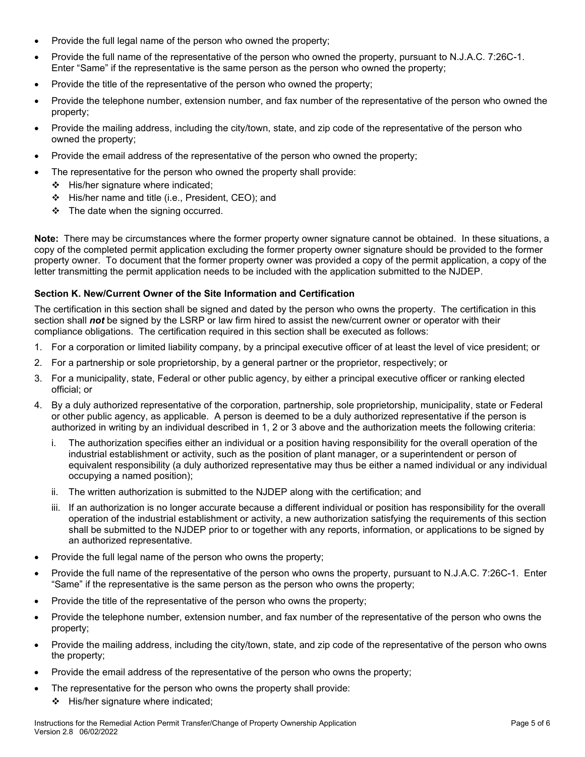- Provide the full legal name of the person who owned the property;
- Provide the full name of the representative of the person who owned the property, pursuant to N.J.A.C. 7:26C-1. Enter "Same" if the representative is the same person as the person who owned the property;
- Provide the title of the representative of the person who owned the property;
- Provide the telephone number, extension number, and fax number of the representative of the person who owned the property;
- Provide the mailing address, including the city/town, state, and zip code of the representative of the person who owned the property;
- Provide the email address of the representative of the person who owned the property;
- The representative for the person who owned the property shall provide:
  - His/her signature where indicated;
  - His/her name and title (i.e., President, CEO); and
  - The date when the signing occurred.

**Note:** There may be circumstances where the former property owner signature cannot be obtained. In these situations, a copy of the completed permit application excluding the former property owner signature should be provided to the former property owner. To document that the former property owner was provided a copy of the permit application, a copy of the letter transmitting the permit application needs to be included with the application submitted to the NJDEP.

**Section K. New/Current Owner of the Site Information and Certification**

The certification in this section shall be signed and dated by the person who owns the property. The certification in this section shall ***not*** be signed by the LSRP or law firm hired to assist the new/current owner or operator with their compliance obligations. The certification required in this section shall be executed as follows:

1. For a corporation or limited liability company, by a principal executive officer of at least the level of vice president; or
2. For a partnership or sole proprietorship, by a general partner or the proprietor, respectively; or
3. For a municipality, state, Federal or other public agency, by either a principal executive officer or ranking elected official; or
4. By a duly authorized representative of the corporation, partnership, sole proprietorship, municipality, state or Federal or other public agency, as applicable. A person is deemed to be a duly authorized representative if the person is authorized in writing by an individual described in 1, 2 or 3 above and the authorization meets the following criteria:
   i. The authorization specifies either an individual or a position having responsibility for the overall operation of the industrial establishment or activity, such as the position of plant manager, or a superintendent or person of equivalent responsibility (a duly authorized representative may thus be either a named individual or any individual occupying a named position);
   ii. The written authorization is submitted to the NJDEP along with the certification; and
   iii. If an authorization is no longer accurate because a different individual or position has responsibility for the overall operation of the industrial establishment or activity, a new authorization satisfying the requirements of this section shall be submitted to the NJDEP prior to or together with any reports, information, or applications to be signed by an authorized representative.

- Provide the full legal name of the person who owns the property;
- Provide the full name of the representative of the person who owns the property, pursuant to N.J.A.C. 7:26C-1. Enter "Same" if the representative is the same person as the person who owns the property;
- Provide the title of the representative of the person who owns the property;
- Provide the telephone number, extension number, and fax number of the representative of the person who owns the property;
- Provide the mailing address, including the city/town, state, and zip code of the representative of the person who owns the property;
- Provide the email address of the representative of the person who owns the property;
- The representative for the person who owns the property shall provide:
  - His/her signature where indicated;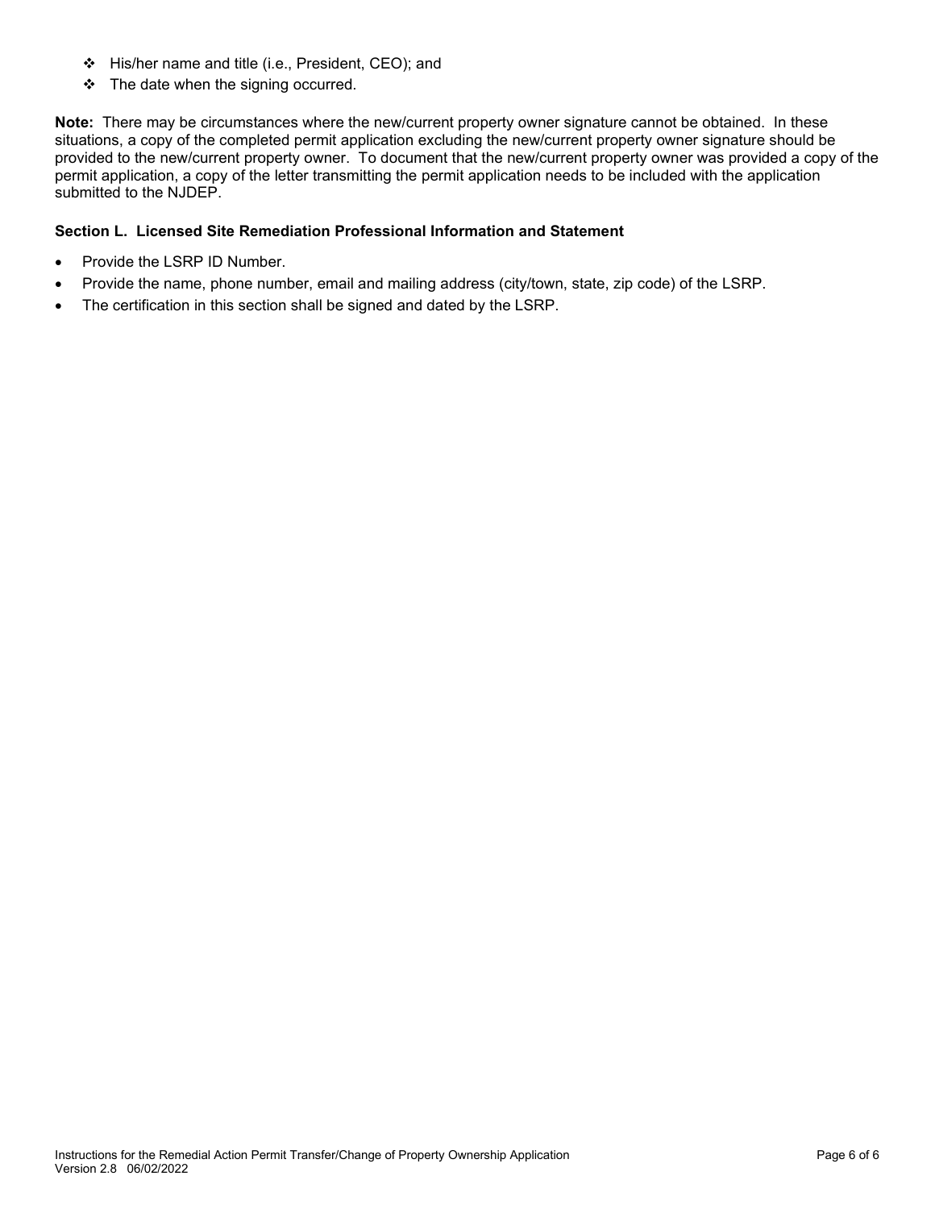- His/her name and title (i.e., President, CEO); and
- The date when the signing occurred.

**Note:** There may be circumstances where the new/current property owner signature cannot be obtained. In these situations, a copy of the completed permit application excluding the new/current property owner signature should be provided to the new/current property owner. To document that the new/current property owner was provided a copy of the permit application, a copy of the letter transmitting the permit application needs to be included with the application submitted to the NJDEP.

**Section L. Licensed Site Remediation Professional Information and Statement**

- Provide the LSRP ID Number.
- Provide the name, phone number, email and mailing address (city/town, state, zip code) of the LSRP.
- The certification in this section shall be signed and dated by the LSRP.